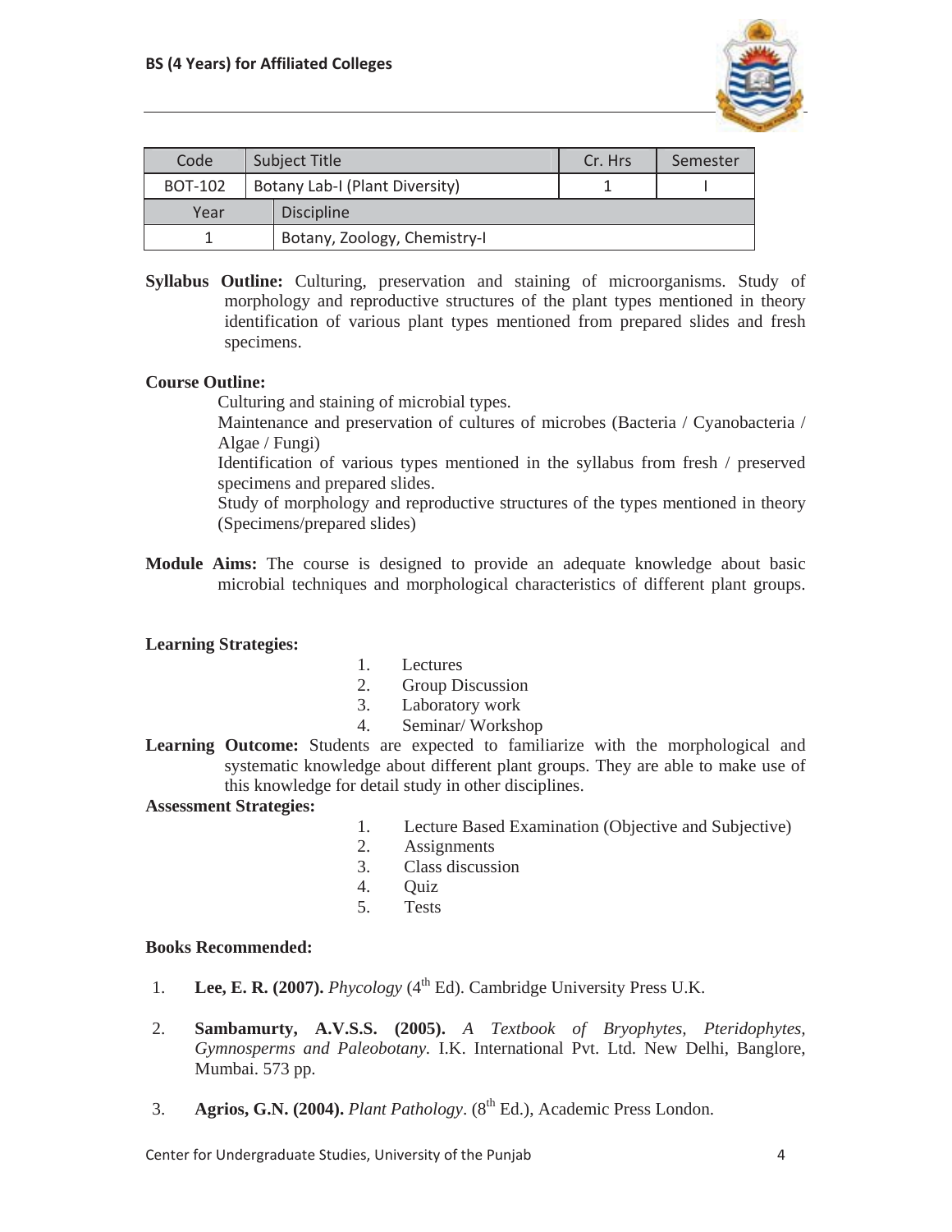| Code | Subject Title | | Cr. Hrs | Semester |
|---|---|---|---|---|
| BOT-102 | Botany Lab-I (Plant Diversity) | | 1 | I |
| Year | Discipline | | | |
| 1 | Botany, Zoology, Chemistry-I | | | |

**Syllabus Outline:** Culturing, preservation and staining of microorganisms. Study of morphology and reproductive structures of the plant types mentioned in theory identification of various plant types mentioned from prepared slides and fresh specimens.

**Course Outline:**

Culturing and staining of microbial types.

Maintenance and preservation of cultures of microbes (Bacteria / Cyanobacteria / Algae / Fungi)

Identification of various types mentioned in the syllabus from fresh / preserved specimens and prepared slides.

Study of morphology and reproductive structures of the types mentioned in theory (Specimens/prepared slides)

**Module Aims:** The course is designed to provide an adequate knowledge about basic microbial techniques and morphological characteristics of different plant groups.

**Learning Strategies:**

1. Lectures
2. Group Discussion
3. Laboratory work
4. Seminar/ Workshop

**Learning Outcome:** Students are expected to familiarize with the morphological and systematic knowledge about different plant groups. They are able to make use of this knowledge for detail study in other disciplines.

**Assessment Strategies:**

1. Lecture Based Examination (Objective and Subjective)
2. Assignments
3. Class discussion
4. Quiz
5. Tests

**Books Recommended:**

1. **Lee, E. R. (2007).** *Phycology* (4th Ed). Cambridge University Press U.K.
2. **Sambamurty, A.V.S.S. (2005).** *A Textbook of Bryophytes, Pteridophytes, Gymnosperms and Paleobotany*. I.K. International Pvt. Ltd. New Delhi, Banglore, Mumbai. 573 pp.
3. **Agrios, G.N. (2004).** *Plant Pathology*. (8th Ed.), Academic Press London.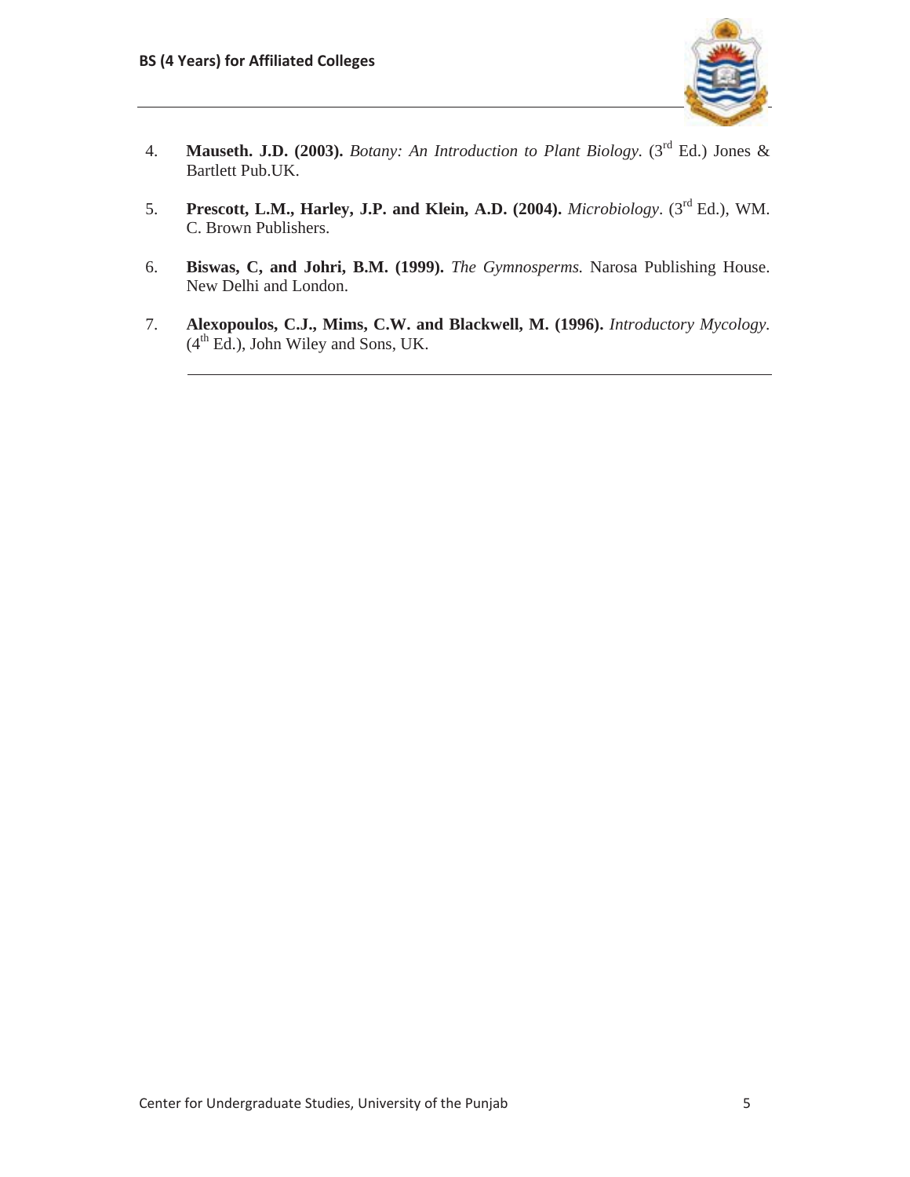4. **Mauseth. J.D. (2003).** *Botany: An Introduction to Plant Biology*. (3rd Ed.) Jones & Bartlett Pub.UK.

5. **Prescott, L.M., Harley, J.P. and Klein, A.D. (2004).** *Microbiology*. (3rd Ed.), WM. C. Brown Publishers.

6. **Biswas, C, and Johri, B.M. (1999).** *The Gymnosperms.* Narosa Publishing House. New Delhi and London.

7. **Alexopoulos, C.J., Mims, C.W. and Blackwell, M. (1996).** *Introductory Mycology*. (4th Ed.), John Wiley and Sons, UK.